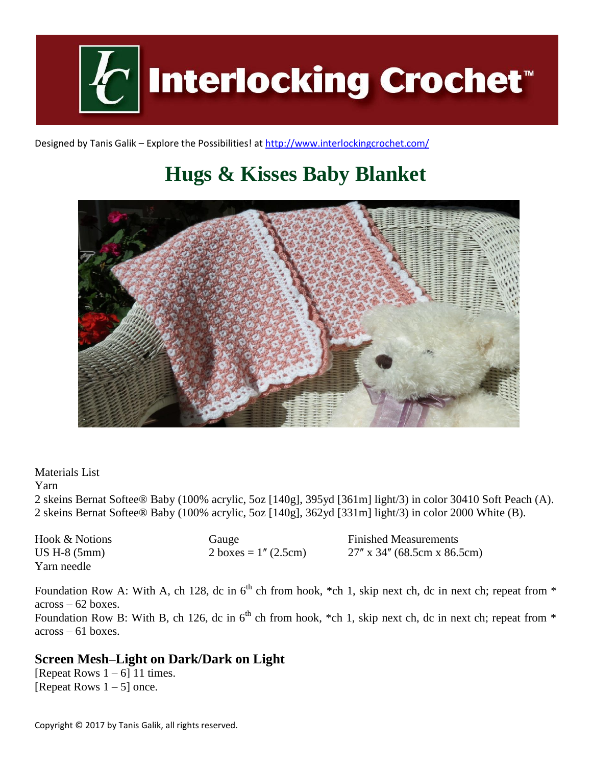Interlocking Crochet™

Designed by Tanis Galik – Explore the Possibilities! at http://www.interlockingcrochet.com/

# Hugs & Kisses Baby Blanket

Materials List

Yarn

2 skeins Bernat Softee® Baby (100% acrylic, 5oz [140g], 395yd [361m] light/3) in color 30410 Soft Peach (A).
2 skeins Bernat Softee® Baby (100% acrylic, 5oz [140g], 362yd [331m] light/3) in color 2000 White (B).

| Hook & Notions | Gauge | Finished Measurements |
| --- | --- | --- |
| US H-8 (5mm) | 2 boxes = 1″ (2.5cm) | 27″ x 34″ (68.5cm x 86.5cm) |
| Yarn needle | | |

Foundation Row A: With A, ch 128, dc in 6th ch from hook, *ch 1, skip next ch, dc in next ch; repeat from * across – 62 boxes.
Foundation Row B: With B, ch 126, dc in 6th ch from hook, *ch 1, skip next ch, dc in next ch; repeat from * across – 61 boxes.

## Screen Mesh–Light on Dark/Dark on Light

[Repeat Rows 1 – 6] 11 times.
[Repeat Rows 1 – 5] once.

Copyright © 2017 by Tanis Galik, all rights reserved.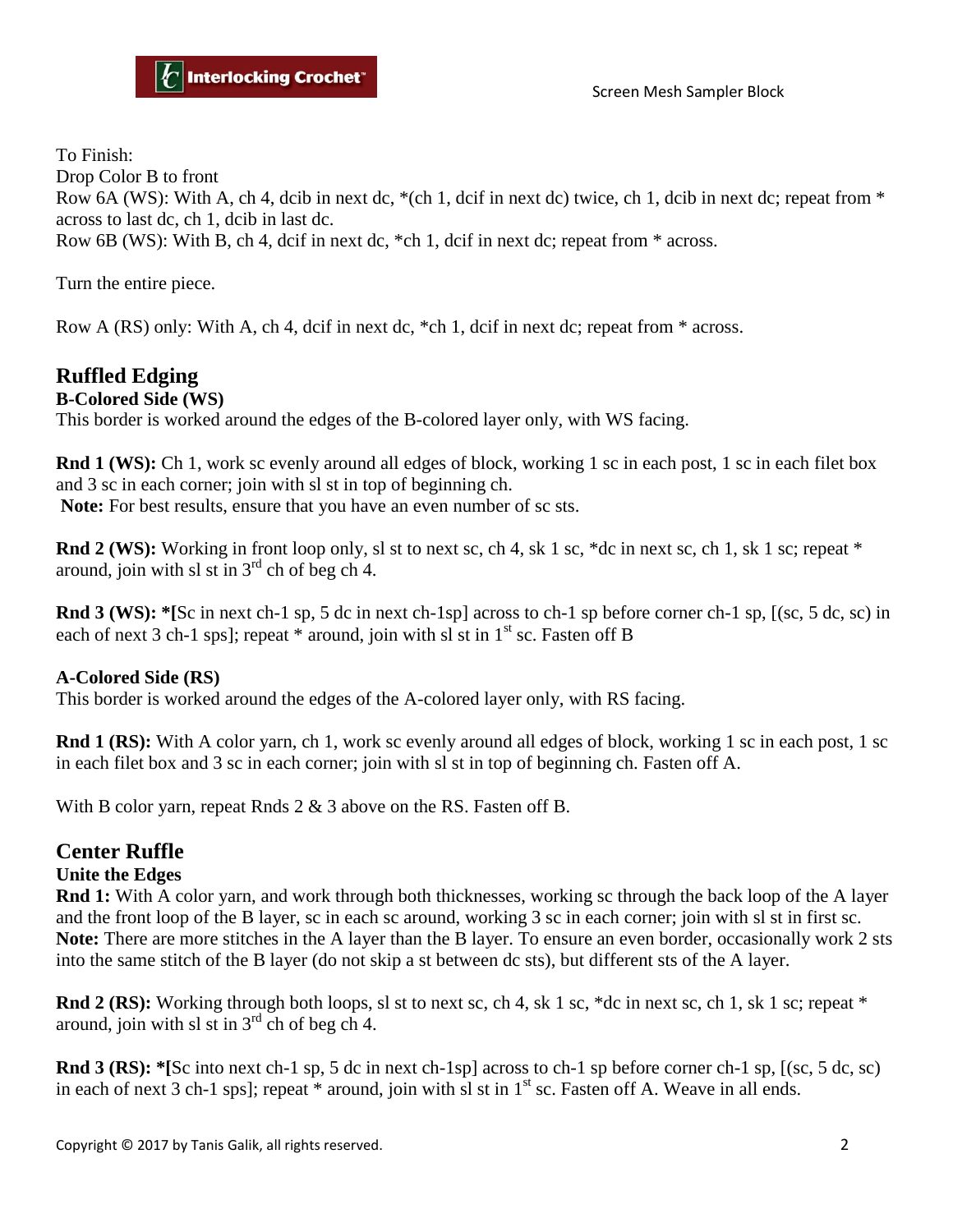To Finish:
Drop Color B to front
Row 6A (WS): With A, ch 4, dcib in next dc, *(ch 1, dcif in next dc) twice, ch 1, dcib in next dc; repeat from * across to last dc, ch 1, dcib in last dc.
Row 6B (WS): With B, ch 4, dcif in next dc, *ch 1, dcif in next dc; repeat from * across.

Turn the entire piece.

Row A (RS) only: With A, ch 4, dcif in next dc, *ch 1, dcif in next dc; repeat from * across.

## Ruffled Edging

### B-Colored Side (WS)

This border is worked around the edges of the B-colored layer only, with WS facing.

**Rnd 1 (WS):** Ch 1, work sc evenly around all edges of block, working 1 sc in each post, 1 sc in each filet box and 3 sc in each corner; join with sl st in top of beginning ch.
**Note:** For best results, ensure that you have an even number of sc sts.

**Rnd 2 (WS):** Working in front loop only, sl st to next sc, ch 4, sk 1 sc, *dc in next sc, ch 1, sk 1 sc; repeat * around, join with sl st in 3rd ch of beg ch 4.

**Rnd 3 (WS): *[**Sc in next ch-1 sp, 5 dc in next ch-1sp] across to ch-1 sp before corner ch-1 sp, [(sc, 5 dc, sc) in each of next 3 ch-1 sps]; repeat * around, join with sl st in 1st sc. Fasten off B

### A-Colored Side (RS)

This border is worked around the edges of the A-colored layer only, with RS facing.

**Rnd 1 (RS):** With A color yarn, ch 1, work sc evenly around all edges of block, working 1 sc in each post, 1 sc in each filet box and 3 sc in each corner; join with sl st in top of beginning ch. Fasten off A.

With B color yarn, repeat Rnds 2 & 3 above on the RS. Fasten off B.

## Center Ruffle

### Unite the Edges

**Rnd 1:** With A color yarn, and work through both thicknesses, working sc through the back loop of the A layer and the front loop of the B layer, sc in each sc around, working 3 sc in each corner; join with sl st in first sc.
**Note:** There are more stitches in the A layer than the B layer. To ensure an even border, occasionally work 2 sts into the same stitch of the B layer (do not skip a st between dc sts), but different sts of the A layer.

**Rnd 2 (RS):** Working through both loops, sl st to next sc, ch 4, sk 1 sc, *dc in next sc, ch 1, sk 1 sc; repeat * around, join with sl st in 3rd ch of beg ch 4.

**Rnd 3 (RS): *[**Sc into next ch-1 sp, 5 dc in next ch-1sp] across to ch-1 sp before corner ch-1 sp, [(sc, 5 dc, sc) in each of next 3 ch-1 sps]; repeat * around, join with sl st in 1st sc. Fasten off A. Weave in all ends.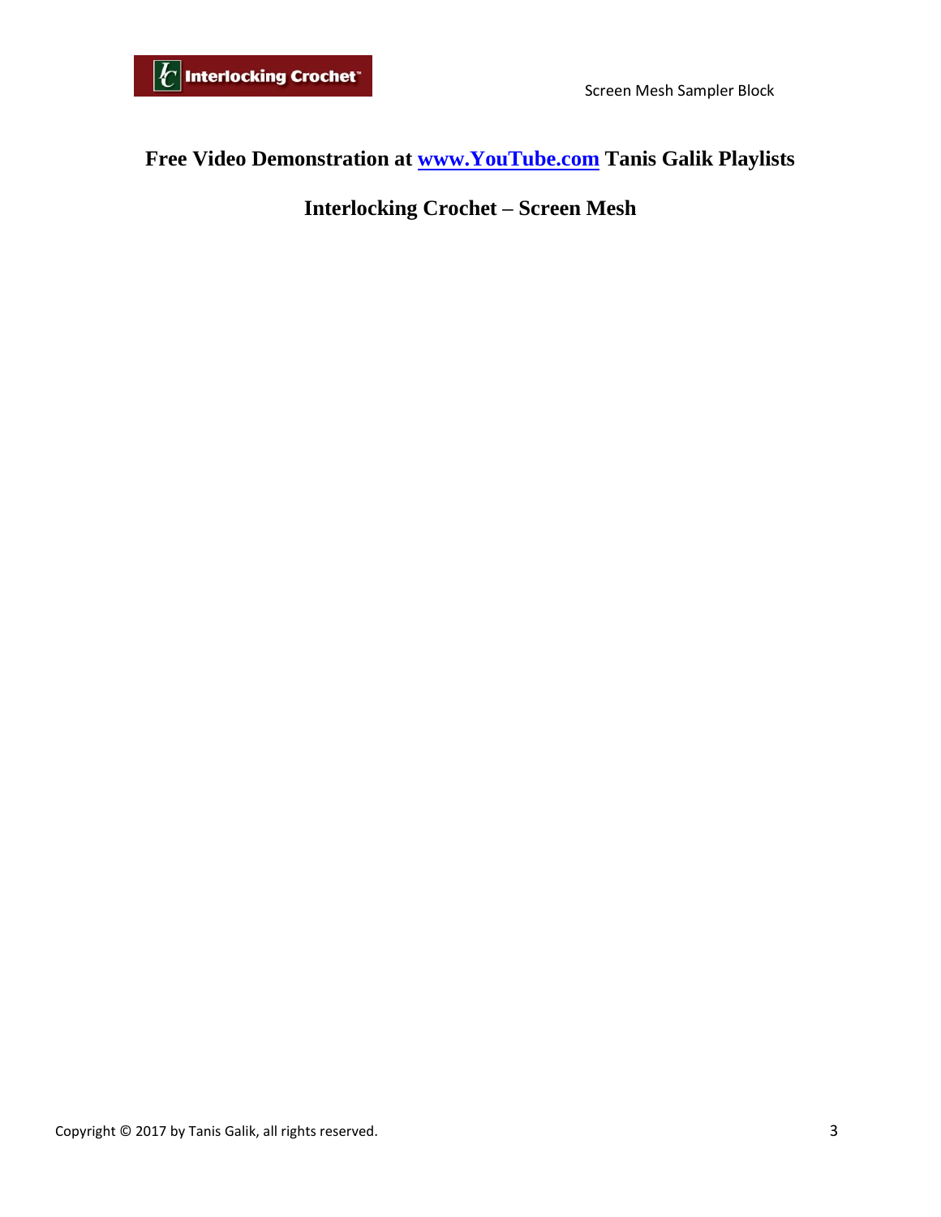**Free Video Demonstration at [www.YouTube.com](http://www.YouTube.com) Tanis Galik Playlists**

**Interlocking Crochet – Screen Mesh**